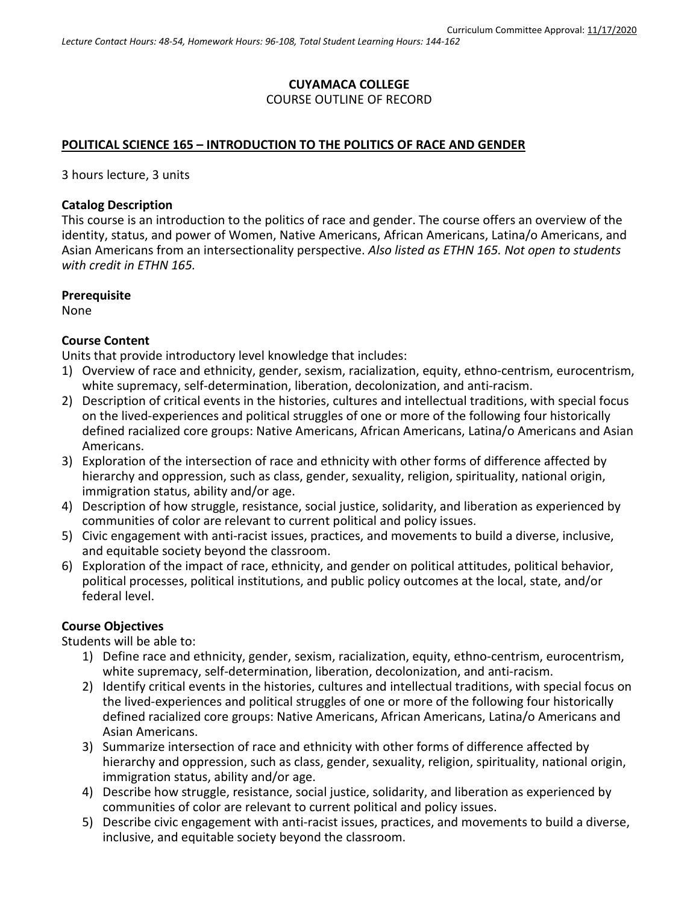Curriculum Committee Approval: 11/17/2020

*Lecture Contact Hours: 48-54, Homework Hours: 96-108, Total Student Learning Hours: 144-162*

**CUYAMACA COLLEGE**
COURSE OUTLINE OF RECORD

## POLITICAL SCIENCE 165 – INTRODUCTION TO THE POLITICS OF RACE AND GENDER

3 hours lecture, 3 units

### Catalog Description

This course is an introduction to the politics of race and gender. The course offers an overview of the identity, status, and power of Women, Native Americans, African Americans, Latina/o Americans, and Asian Americans from an intersectionality perspective. *Also listed as ETHN 165. Not open to students with credit in ETHN 165.*

### Prerequisite

None

### Course Content

Units that provide introductory level knowledge that includes:

1) Overview of race and ethnicity, gender, sexism, racialization, equity, ethno-centrism, eurocentrism, white supremacy, self-determination, liberation, decolonization, and anti-racism.
2) Description of critical events in the histories, cultures and intellectual traditions, with special focus on the lived-experiences and political struggles of one or more of the following four historically defined racialized core groups: Native Americans, African Americans, Latina/o Americans and Asian Americans.
3) Exploration of the intersection of race and ethnicity with other forms of difference affected by hierarchy and oppression, such as class, gender, sexuality, religion, spirituality, national origin, immigration status, ability and/or age.
4) Description of how struggle, resistance, social justice, solidarity, and liberation as experienced by communities of color are relevant to current political and policy issues.
5) Civic engagement with anti-racist issues, practices, and movements to build a diverse, inclusive, and equitable society beyond the classroom.
6) Exploration of the impact of race, ethnicity, and gender on political attitudes, political behavior, political processes, political institutions, and public policy outcomes at the local, state, and/or federal level.

### Course Objectives

Students will be able to:

1) Define race and ethnicity, gender, sexism, racialization, equity, ethno-centrism, eurocentrism, white supremacy, self-determination, liberation, decolonization, and anti-racism.
2) Identify critical events in the histories, cultures and intellectual traditions, with special focus on the lived-experiences and political struggles of one or more of the following four historically defined racialized core groups: Native Americans, African Americans, Latina/o Americans and Asian Americans.
3) Summarize intersection of race and ethnicity with other forms of difference affected by hierarchy and oppression, such as class, gender, sexuality, religion, spirituality, national origin, immigration status, ability and/or age.
4) Describe how struggle, resistance, social justice, solidarity, and liberation as experienced by communities of color are relevant to current political and policy issues.
5) Describe civic engagement with anti-racist issues, practices, and movements to build a diverse, inclusive, and equitable society beyond the classroom.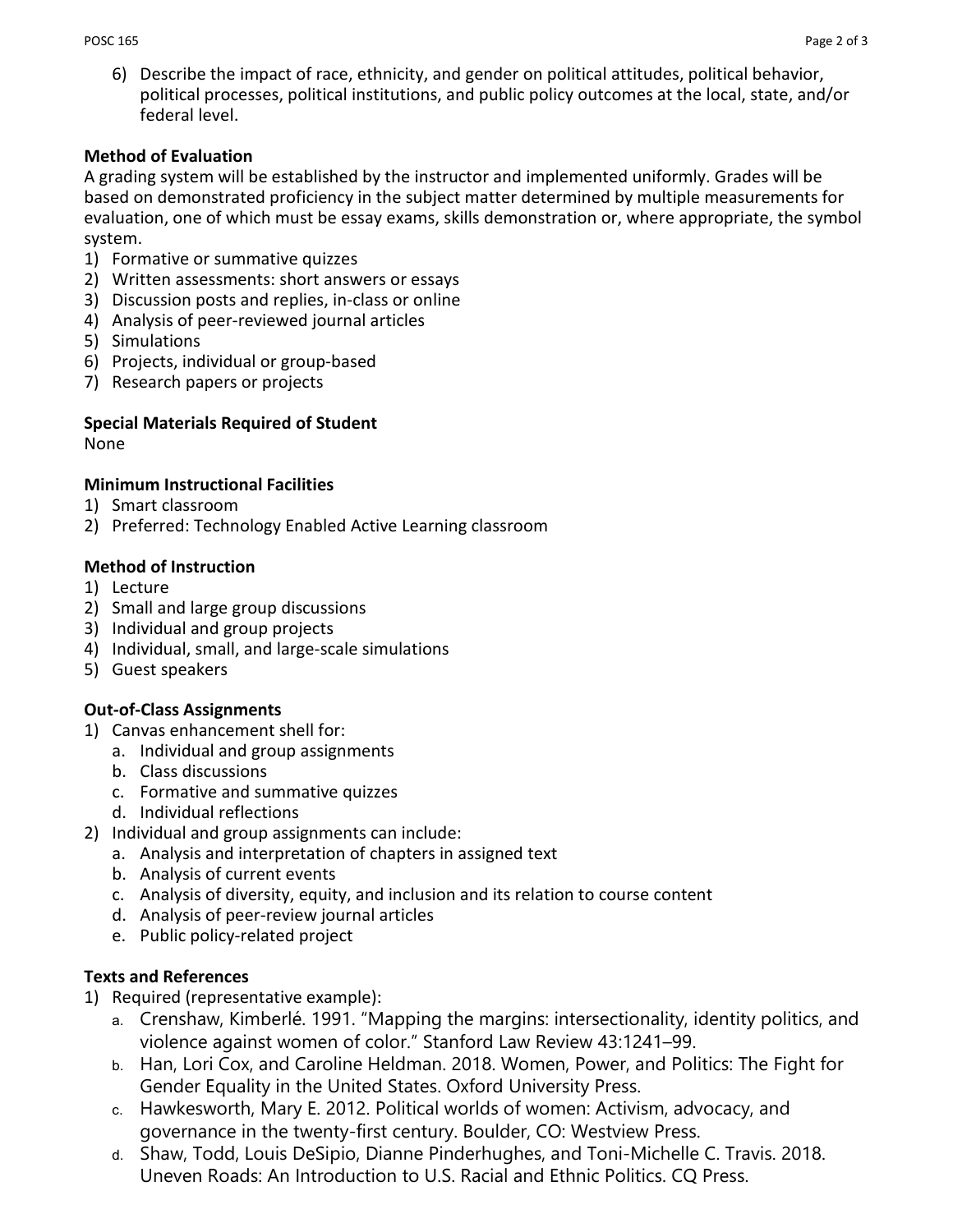6) Describe the impact of race, ethnicity, and gender on political attitudes, political behavior, political processes, political institutions, and public policy outcomes at the local, state, and/or federal level.

**Method of Evaluation**

A grading system will be established by the instructor and implemented uniformly. Grades will be based on demonstrated proficiency in the subject matter determined by multiple measurements for evaluation, one of which must be essay exams, skills demonstration or, where appropriate, the symbol system.

1) Formative or summative quizzes
2) Written assessments: short answers or essays
3) Discussion posts and replies, in-class or online
4) Analysis of peer-reviewed journal articles
5) Simulations
6) Projects, individual or group-based
7) Research papers or projects

**Special Materials Required of Student**

None

**Minimum Instructional Facilities**

1) Smart classroom
2) Preferred: Technology Enabled Active Learning classroom

**Method of Instruction**

1) Lecture
2) Small and large group discussions
3) Individual and group projects
4) Individual, small, and large-scale simulations
5) Guest speakers

**Out-of-Class Assignments**

1) Canvas enhancement shell for:
   a. Individual and group assignments
   b. Class discussions
   c. Formative and summative quizzes
   d. Individual reflections
2) Individual and group assignments can include:
   a. Analysis and interpretation of chapters in assigned text
   b. Analysis of current events
   c. Analysis of diversity, equity, and inclusion and its relation to course content
   d. Analysis of peer-review journal articles
   e. Public policy-related project

**Texts and References**

1) Required (representative example):
   a. Crenshaw, Kimberlé. 1991. “Mapping the margins: intersectionality, identity politics, and violence against women of color.” Stanford Law Review 43:1241–99.
   b. Han, Lori Cox, and Caroline Heldman. 2018. Women, Power, and Politics: The Fight for Gender Equality in the United States. Oxford University Press.
   c. Hawkesworth, Mary E. 2012. Political worlds of women: Activism, advocacy, and governance in the twenty-first century. Boulder, CO: Westview Press.
   d. Shaw, Todd, Louis DeSipio, Dianne Pinderhughes, and Toni-Michelle C. Travis. 2018. Uneven Roads: An Introduction to U.S. Racial and Ethnic Politics. CQ Press.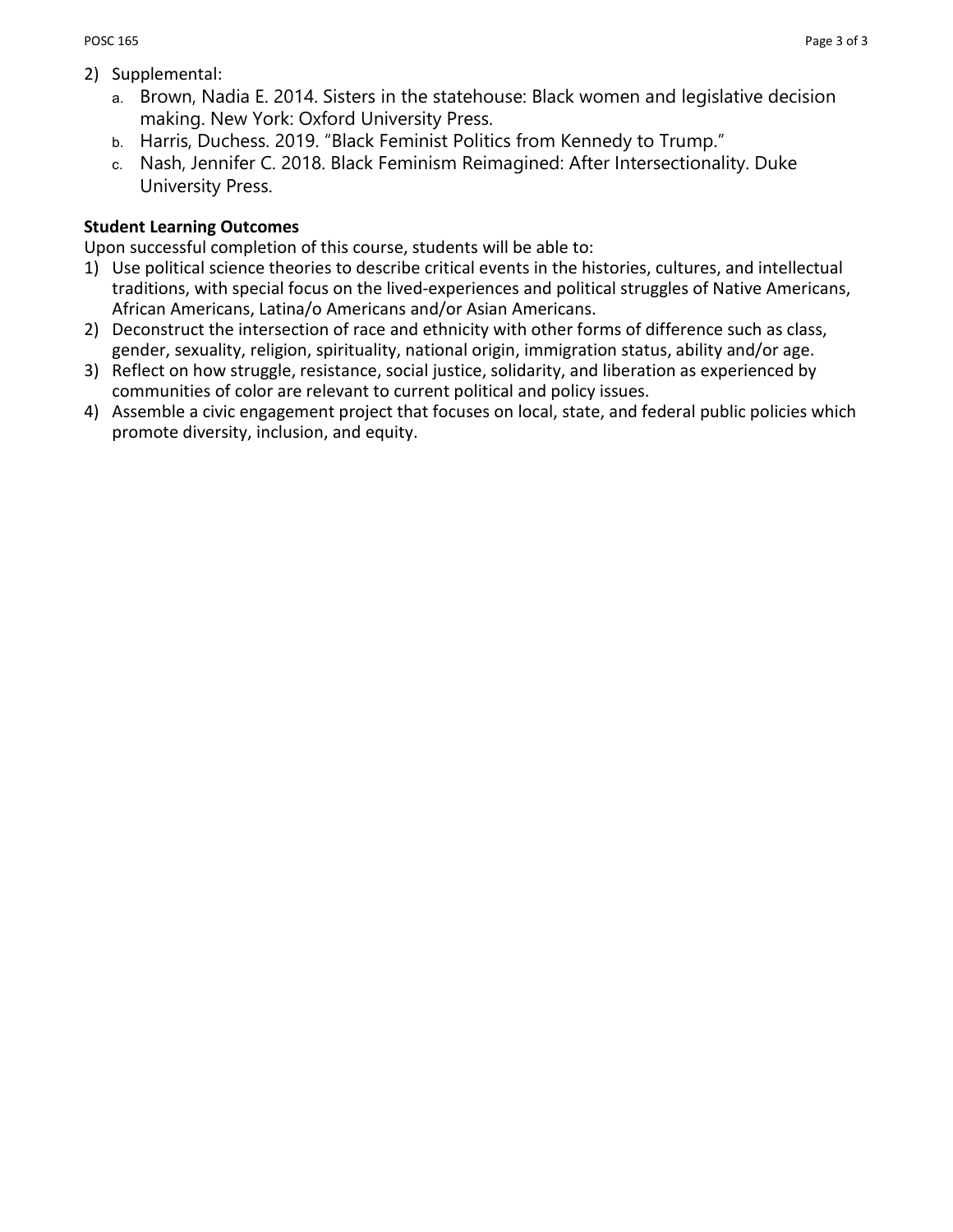2) Supplemental:
    a. Brown, Nadia E. 2014. Sisters in the statehouse: Black women and legislative decision making. New York: Oxford University Press.
    b. Harris, Duchess. 2019. "Black Feminist Politics from Kennedy to Trump."
    c. Nash, Jennifer C. 2018. Black Feminism Reimagined: After Intersectionality. Duke University Press.

**Student Learning Outcomes**

Upon successful completion of this course, students will be able to:

1) Use political science theories to describe critical events in the histories, cultures, and intellectual traditions, with special focus on the lived-experiences and political struggles of Native Americans, African Americans, Latina/o Americans and/or Asian Americans.
2) Deconstruct the intersection of race and ethnicity with other forms of difference such as class, gender, sexuality, religion, spirituality, national origin, immigration status, ability and/or age.
3) Reflect on how struggle, resistance, social justice, solidarity, and liberation as experienced by communities of color are relevant to current political and policy issues.
4) Assemble a civic engagement project that focuses on local, state, and federal public policies which promote diversity, inclusion, and equity.